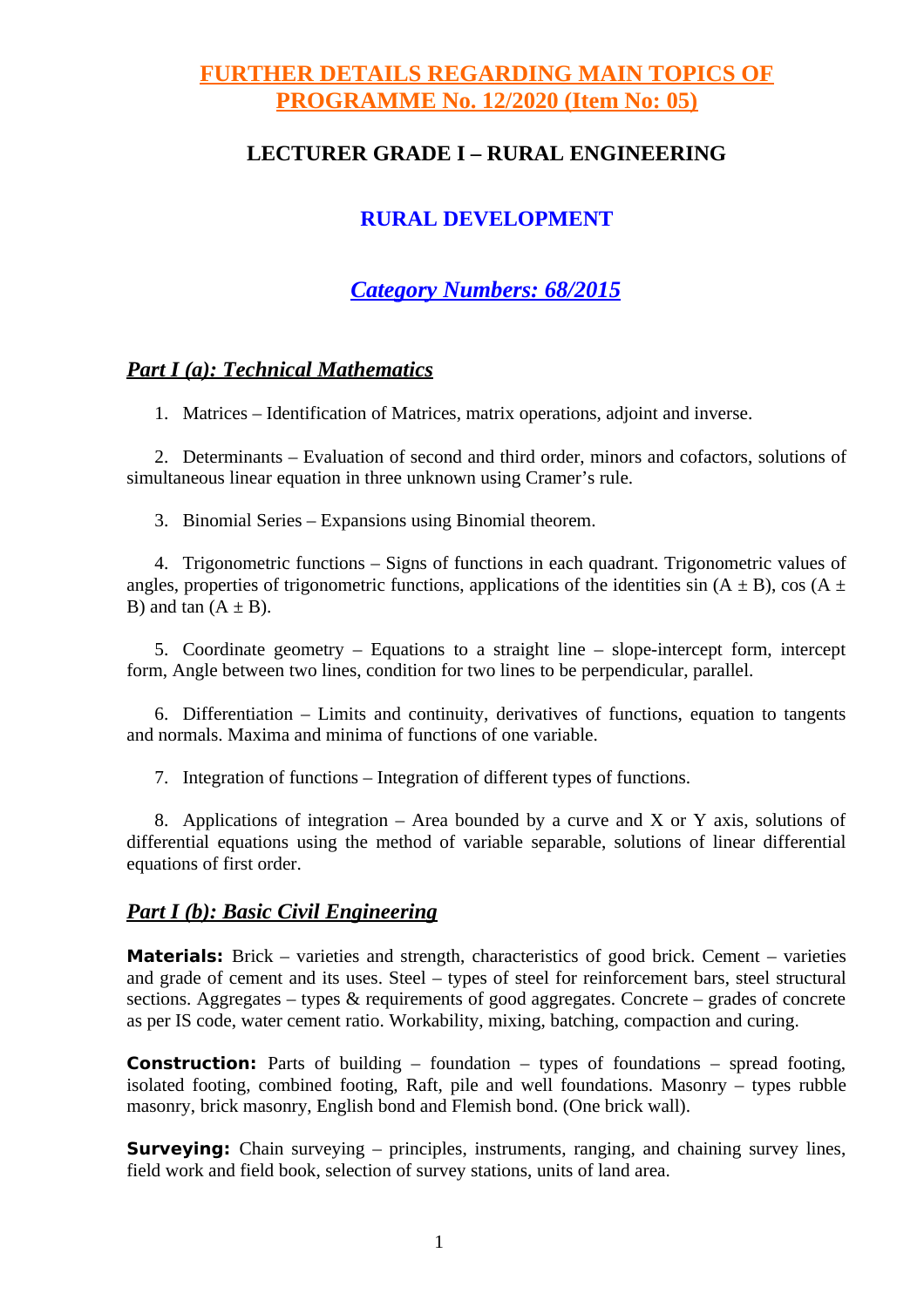# FURTHER DETAILS REGARDING MAIN TOPICS OF PROGRAMME No. 12/2020 (Item No: 05)

## LECTURER GRADE I – RURAL ENGINEERING

## RURAL DEVELOPMENT

## *Category Numbers: 68/2015*

### *Part I (a): Technical Mathematics*

1. Matrices – Identification of Matrices, matrix operations, adjoint and inverse.

2. Determinants – Evaluation of second and third order, minors and cofactors, solutions of simultaneous linear equation in three unknown using Cramer's rule.

3. Binomial Series – Expansions using Binomial theorem.

4. Trigonometric functions – Signs of functions in each quadrant. Trigonometric values of angles, properties of trigonometric functions, applications of the identities sin $(A \pm B)$, cos $(A \pm B)$ and tan $(A \pm B)$.

5. Coordinate geometry – Equations to a straight line – slope-intercept form, intercept form, Angle between two lines, condition for two lines to be perpendicular, parallel.

6. Differentiation – Limits and continuity, derivatives of functions, equation to tangents and normals. Maxima and minima of functions of one variable.

7. Integration of functions – Integration of different types of functions.

8. Applications of integration – Area bounded by a curve and X or Y axis, solutions of differential equations using the method of variable separable, solutions of linear differential equations of first order.

### *Part I (b): Basic Civil Engineering*

**Materials:** Brick – varieties and strength, characteristics of good brick. Cement – varieties and grade of cement and its uses. Steel – types of steel for reinforcement bars, steel structural sections. Aggregates – types & requirements of good aggregates. Concrete – grades of concrete as per IS code, water cement ratio. Workability, mixing, batching, compaction and curing.

**Construction:** Parts of building – foundation – types of foundations – spread footing, isolated footing, combined footing, Raft, pile and well foundations. Masonry – types rubble masonry, brick masonry, English bond and Flemish bond. (One brick wall).

**Surveying:** Chain surveying – principles, instruments, ranging, and chaining survey lines, field work and field book, selection of survey stations, units of land area.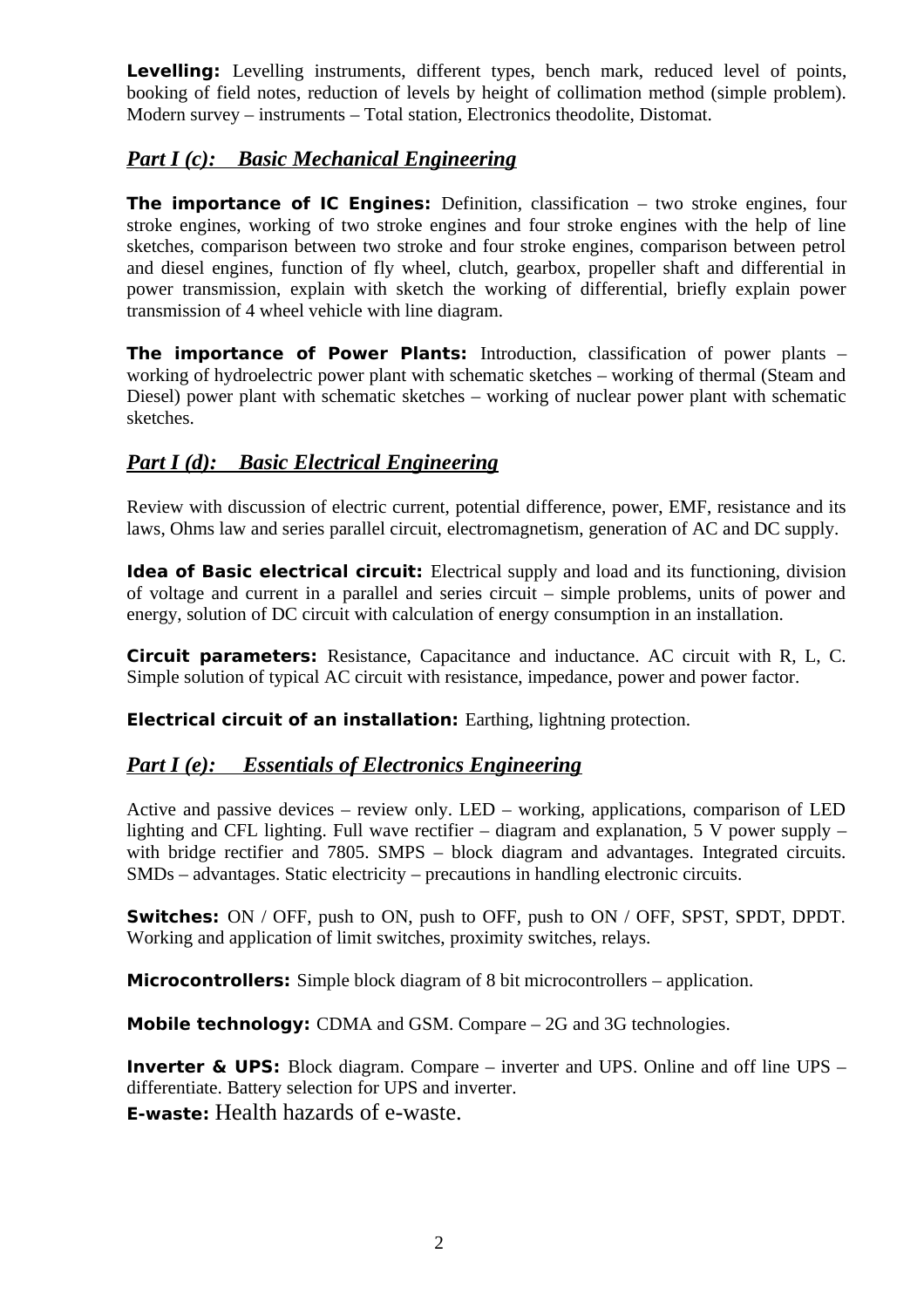**Levelling:** Levelling instruments, different types, bench mark, reduced level of points, booking of field notes, reduction of levels by height of collimation method (simple problem). Modern survey – instruments – Total station, Electronics theodolite, Distomat.

## *Part I (c): Basic Mechanical Engineering*

**The importance of IC Engines:** Definition, classification – two stroke engines, four stroke engines, working of two stroke engines and four stroke engines with the help of line sketches, comparison between two stroke and four stroke engines, comparison between petrol and diesel engines, function of fly wheel, clutch, gearbox, propeller shaft and differential in power transmission, explain with sketch the working of differential, briefly explain power transmission of 4 wheel vehicle with line diagram.

**The importance of Power Plants:** Introduction, classification of power plants – working of hydroelectric power plant with schematic sketches – working of thermal (Steam and Diesel) power plant with schematic sketches – working of nuclear power plant with schematic sketches.

## *Part I (d): Basic Electrical Engineering*

Review with discussion of electric current, potential difference, power, EMF, resistance and its laws, Ohms law and series parallel circuit, electromagnetism, generation of AC and DC supply.

**Idea of Basic electrical circuit:** Electrical supply and load and its functioning, division of voltage and current in a parallel and series circuit – simple problems, units of power and energy, solution of DC circuit with calculation of energy consumption in an installation.

**Circuit parameters:** Resistance, Capacitance and inductance. AC circuit with R, L, C. Simple solution of typical AC circuit with resistance, impedance, power and power factor.

**Electrical circuit of an installation:** Earthing, lightning protection.

## *Part I (e): Essentials of Electronics Engineering*

Active and passive devices – review only. LED – working, applications, comparison of LED lighting and CFL lighting. Full wave rectifier – diagram and explanation, 5 V power supply – with bridge rectifier and 7805. SMPS – block diagram and advantages. Integrated circuits. SMDs – advantages. Static electricity – precautions in handling electronic circuits.

**Switches:** ON / OFF, push to ON, push to OFF, push to ON / OFF, SPST, SPDT, DPDT. Working and application of limit switches, proximity switches, relays.

**Microcontrollers:** Simple block diagram of 8 bit microcontrollers – application.

**Mobile technology:** CDMA and GSM. Compare – 2G and 3G technologies.

**Inverter & UPS:** Block diagram. Compare – inverter and UPS. Online and off line UPS – differentiate. Battery selection for UPS and inverter.

**E-waste:** Health hazards of e-waste.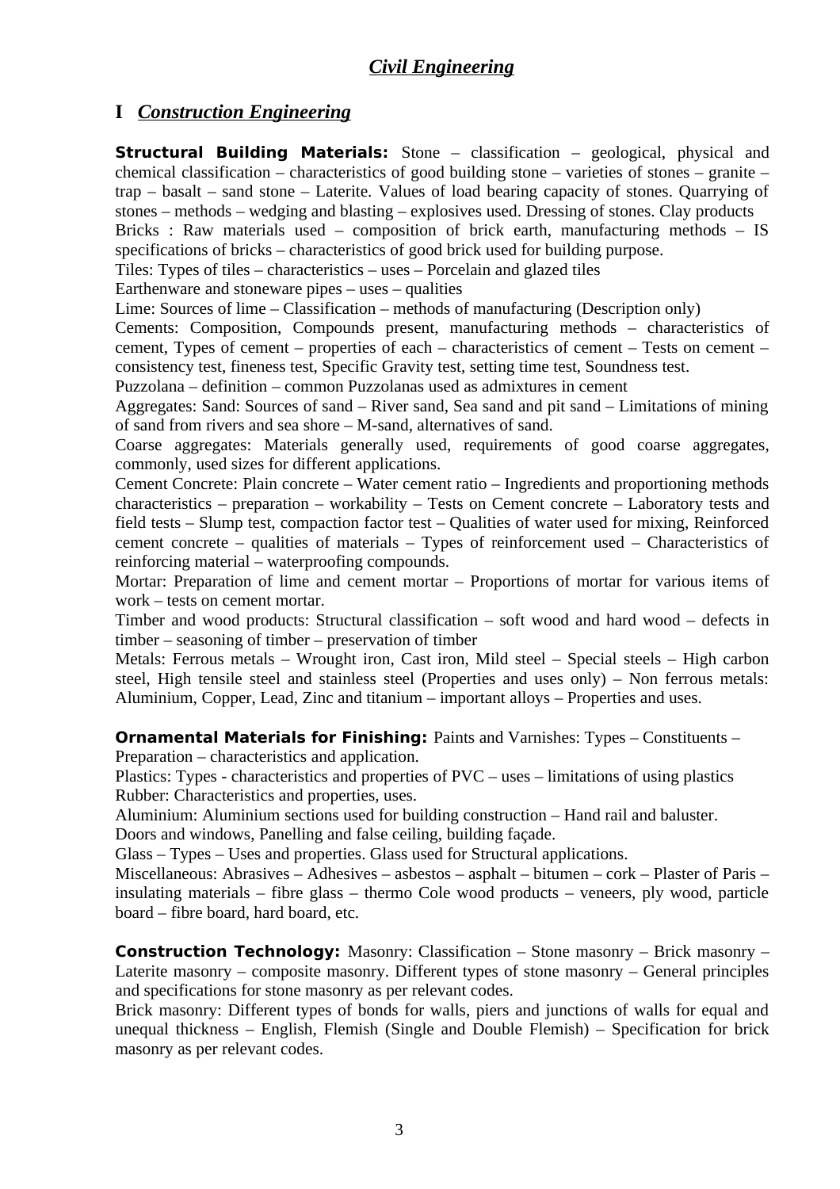# *Civil Engineering*

## I *Construction Engineering*

**Structural Building Materials:** Stone – classification – geological, physical and chemical classification – characteristics of good building stone – varieties of stones – granite – trap – basalt – sand stone – Laterite. Values of load bearing capacity of stones. Quarrying of stones – methods – wedging and blasting – explosives used. Dressing of stones. Clay products

Bricks : Raw materials used – composition of brick earth, manufacturing methods – IS specifications of bricks – characteristics of good brick used for building purpose.

Tiles: Types of tiles – characteristics – uses – Porcelain and glazed tiles

Earthenware and stoneware pipes – uses – qualities

Lime: Sources of lime – Classification – methods of manufacturing (Description only)

Cements: Composition, Compounds present, manufacturing methods – characteristics of cement, Types of cement – properties of each – characteristics of cement – Tests on cement – consistency test, fineness test, Specific Gravity test, setting time test, Soundness test.

Puzzolana – definition – common Puzzolanas used as admixtures in cement

Aggregates: Sand: Sources of sand – River sand, Sea sand and pit sand – Limitations of mining of sand from rivers and sea shore – M-sand, alternatives of sand.

Coarse aggregates: Materials generally used, requirements of good coarse aggregates, commonly, used sizes for different applications.

Cement Concrete: Plain concrete – Water cement ratio – Ingredients and proportioning methods characteristics – preparation – workability – Tests on Cement concrete – Laboratory tests and field tests – Slump test, compaction factor test – Qualities of water used for mixing, Reinforced cement concrete – qualities of materials – Types of reinforcement used – Characteristics of reinforcing material – waterproofing compounds.

Mortar: Preparation of lime and cement mortar – Proportions of mortar for various items of work – tests on cement mortar.

Timber and wood products: Structural classification – soft wood and hard wood – defects in timber – seasoning of timber – preservation of timber

Metals: Ferrous metals – Wrought iron, Cast iron, Mild steel – Special steels – High carbon steel, High tensile steel and stainless steel (Properties and uses only) – Non ferrous metals: Aluminium, Copper, Lead, Zinc and titanium – important alloys – Properties and uses.

**Ornamental Materials for Finishing:** Paints and Varnishes: Types – Constituents – Preparation – characteristics and application.

Plastics: Types - characteristics and properties of PVC – uses – limitations of using plastics

Rubber: Characteristics and properties, uses.

Aluminium: Aluminium sections used for building construction – Hand rail and baluster.

Doors and windows, Panelling and false ceiling, building façade.

Glass – Types – Uses and properties. Glass used for Structural applications.

Miscellaneous: Abrasives – Adhesives – asbestos – asphalt – bitumen – cork – Plaster of Paris – insulating materials – fibre glass – thermo Cole wood products – veneers, ply wood, particle board – fibre board, hard board, etc.

**Construction Technology:** Masonry: Classification – Stone masonry – Brick masonry – Laterite masonry – composite masonry. Different types of stone masonry – General principles and specifications for stone masonry as per relevant codes.

Brick masonry: Different types of bonds for walls, piers and junctions of walls for equal and unequal thickness – English, Flemish (Single and Double Flemish) – Specification for brick masonry as per relevant codes.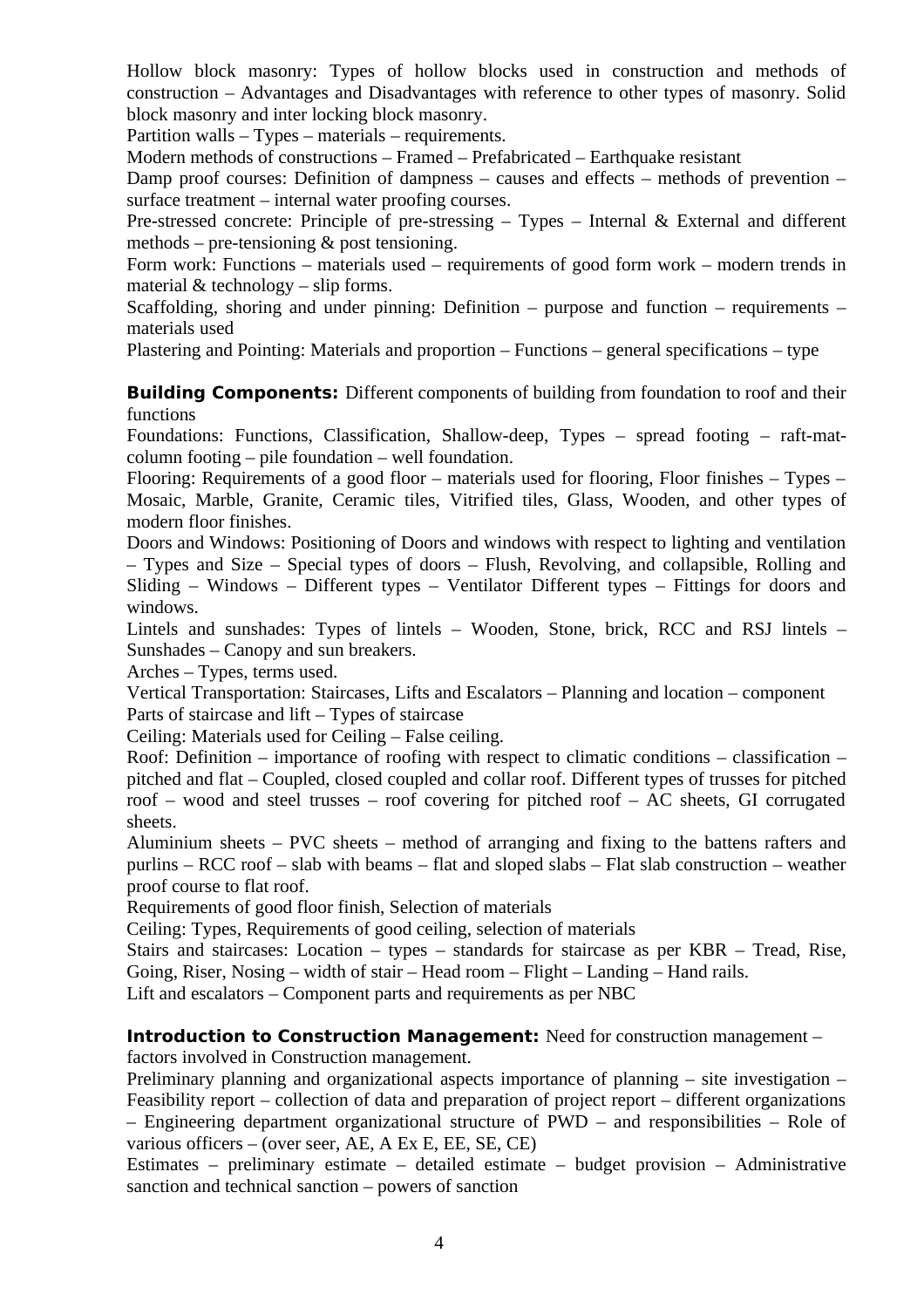Hollow block masonry: Types of hollow blocks used in construction and methods of construction – Advantages and Disadvantages with reference to other types of masonry. Solid block masonry and inter locking block masonry.

Partition walls – Types – materials – requirements.

Modern methods of constructions – Framed – Prefabricated – Earthquake resistant

Damp proof courses: Definition of dampness – causes and effects – methods of prevention – surface treatment – internal water proofing courses.

Pre-stressed concrete: Principle of pre-stressing – Types – Internal & External and different methods – pre-tensioning & post tensioning.

Form work: Functions – materials used – requirements of good form work – modern trends in material & technology – slip forms.

Scaffolding, shoring and under pinning: Definition – purpose and function – requirements – materials used

Plastering and Pointing: Materials and proportion – Functions – general specifications – type

**Building Components:** Different components of building from foundation to roof and their functions

Foundations: Functions, Classification, Shallow-deep, Types – spread footing – raft-mat-column footing – pile foundation – well foundation.

Flooring: Requirements of a good floor – materials used for flooring, Floor finishes – Types – Mosaic, Marble, Granite, Ceramic tiles, Vitrified tiles, Glass, Wooden, and other types of modern floor finishes.

Doors and Windows: Positioning of Doors and windows with respect to lighting and ventilation – Types and Size – Special types of doors – Flush, Revolving, and collapsible, Rolling and Sliding – Windows – Different types – Ventilator Different types – Fittings for doors and windows.

Lintels and sunshades: Types of lintels – Wooden, Stone, brick, RCC and RSJ lintels – Sunshades – Canopy and sun breakers.

Arches – Types, terms used.

Vertical Transportation: Staircases, Lifts and Escalators – Planning and location – component Parts of staircase and lift – Types of staircase

Ceiling: Materials used for Ceiling – False ceiling.

Roof: Definition – importance of roofing with respect to climatic conditions – classification – pitched and flat – Coupled, closed coupled and collar roof. Different types of trusses for pitched roof – wood and steel trusses – roof covering for pitched roof – AC sheets, GI corrugated sheets.

Aluminium sheets – PVC sheets – method of arranging and fixing to the battens rafters and purlins – RCC roof – slab with beams – flat and sloped slabs – Flat slab construction – weather proof course to flat roof.

Requirements of good floor finish, Selection of materials

Ceiling: Types, Requirements of good ceiling, selection of materials

Stairs and staircases: Location – types – standards for staircase as per KBR – Tread, Rise, Going, Riser, Nosing – width of stair – Head room – Flight – Landing – Hand rails.

Lift and escalators – Component parts and requirements as per NBC

**Introduction to Construction Management:** Need for construction management – factors involved in Construction management.

Preliminary planning and organizational aspects importance of planning – site investigation – Feasibility report – collection of data and preparation of project report – different organizations – Engineering department organizational structure of PWD – and responsibilities – Role of various officers – (over seer, AE, A Ex E, EE, SE, CE)

Estimates – preliminary estimate – detailed estimate – budget provision – Administrative sanction and technical sanction – powers of sanction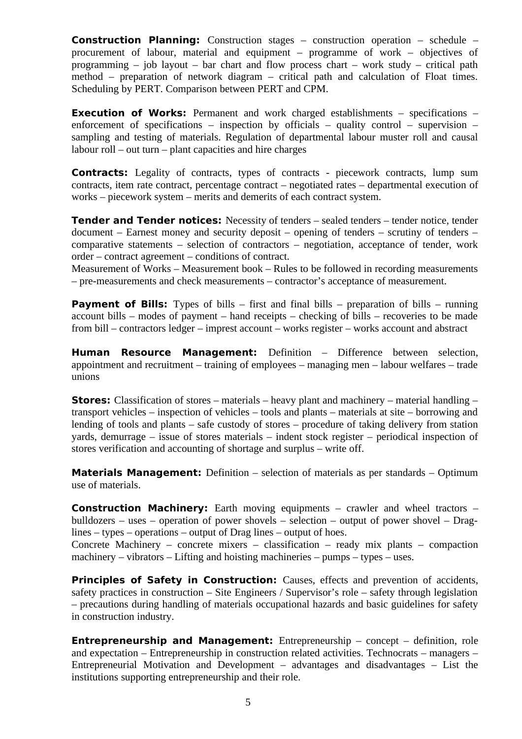**Construction Planning:** Construction stages – construction operation – schedule – procurement of labour, material and equipment – programme of work – objectives of programming – job layout – bar chart and flow process chart – work study – critical path method – preparation of network diagram – critical path and calculation of Float times. Scheduling by PERT. Comparison between PERT and CPM.

**Execution of Works:** Permanent and work charged establishments – specifications – enforcement of specifications – inspection by officials – quality control – supervision – sampling and testing of materials. Regulation of departmental labour muster roll and causal labour roll – out turn – plant capacities and hire charges

**Contracts:** Legality of contracts, types of contracts - piecework contracts, lump sum contracts, item rate contract, percentage contract – negotiated rates – departmental execution of works – piecework system – merits and demerits of each contract system.

**Tender and Tender notices:** Necessity of tenders – sealed tenders – tender notice, tender document – Earnest money and security deposit – opening of tenders – scrutiny of tenders – comparative statements – selection of contractors – negotiation, acceptance of tender, work order – contract agreement – conditions of contract.

Measurement of Works – Measurement book – Rules to be followed in recording measurements – pre-measurements and check measurements – contractor's acceptance of measurement.

**Payment of Bills:** Types of bills – first and final bills – preparation of bills – running account bills – modes of payment – hand receipts – checking of bills – recoveries to be made from bill – contractors ledger – impresst account – works register – works account and abstract

**Human Resource Management:** Definition – Difference between selection, appointment and recruitment – training of employees – managing men – labour welfares – trade unions

**Stores:** Classification of stores – materials – heavy plant and machinery – material handling – transport vehicles – inspection of vehicles – tools and plants – materials at site – borrowing and lending of tools and plants – safe custody of stores – procedure of taking delivery from station yards, demurrage – issue of stores materials – indent stock register – periodical inspection of stores verification and accounting of shortage and surplus – write off.

**Materials Management:** Definition – selection of materials as per standards – Optimum use of materials.

**Construction Machinery:** Earth moving equipments – crawler and wheel tractors – bulldozers – uses – operation of power shovels – selection – output of power shovel – Drag-lines – types – operations – output of Drag lines – output of hoes.

Concrete Machinery – concrete mixers – classification – ready mix plants – compaction machinery – vibrators – Lifting and hoisting machineries – pumps – types – uses.

**Principles of Safety in Construction:** Causes, effects and prevention of accidents, safety practices in construction – Site Engineers / Supervisor's role – safety through legislation – precautions during handling of materials occupational hazards and basic guidelines for safety in construction industry.

**Entrepreneurship and Management:** Entrepreneurship – concept – definition, role and expectation – Entrepreneurship in construction related activities. Technocrats – managers – Entrepreneurial Motivation and Development – advantages and disadvantages – List the institutions supporting entrepreneurship and their role.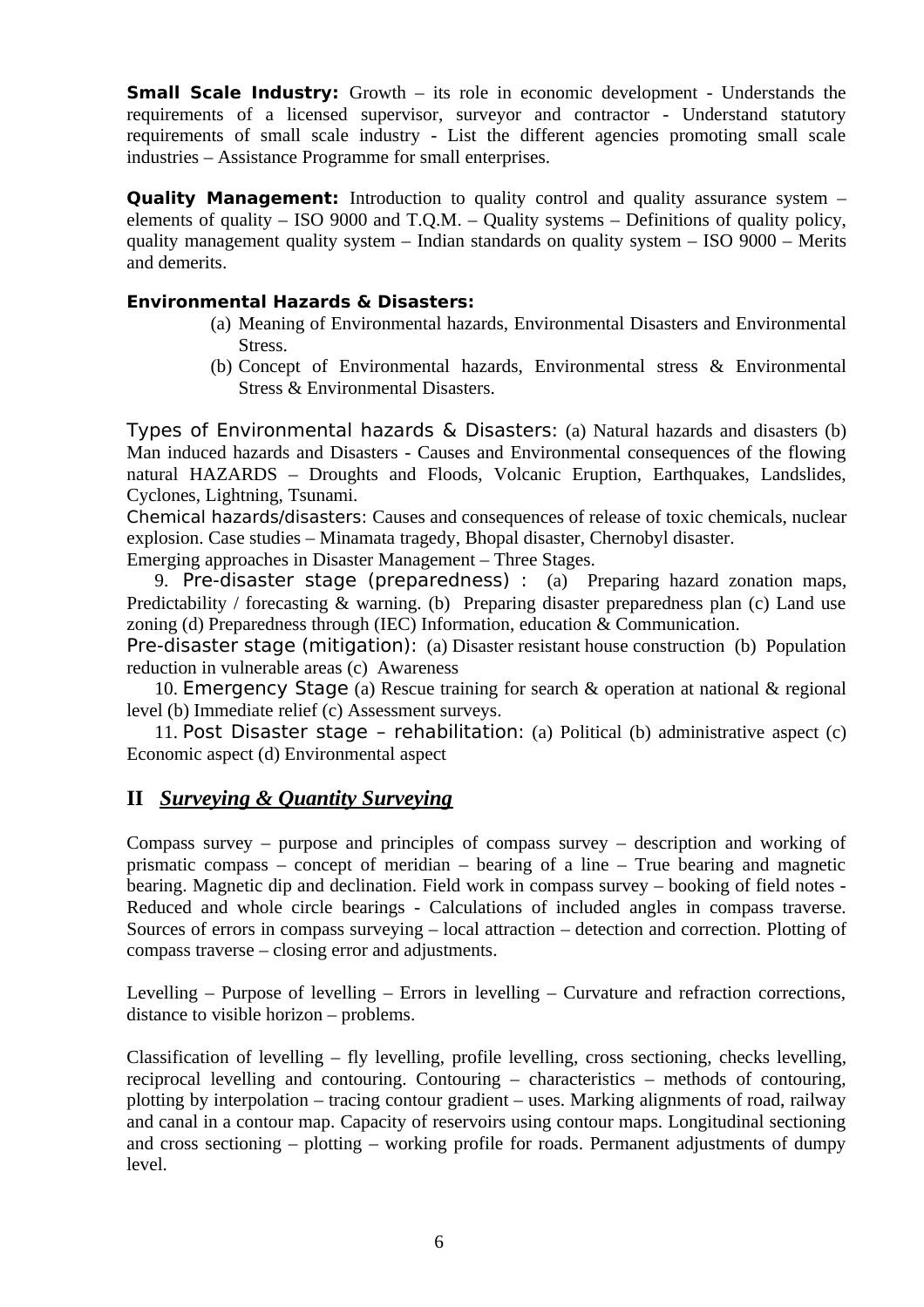**Small Scale Industry:** Growth – its role in economic development - Understands the requirements of a licensed supervisor, surveyor and contractor - Understand statutory requirements of small scale industry - List the different agencies promoting small scale industries – Assistance Programme for small enterprises.

**Quality Management:** Introduction to quality control and quality assurance system – elements of quality – ISO 9000 and T.Q.M. – Quality systems – Definitions of quality policy, quality management quality system – Indian standards on quality system – ISO 9000 – Merits and demerits.

**Environmental Hazards & Disasters:**

(a) Meaning of Environmental hazards, Environmental Disasters and Environmental Stress.
(b) Concept of Environmental hazards, Environmental stress & Environmental Stress & Environmental Disasters.

Types of Environmental hazards & Disasters: (a) Natural hazards and disasters (b) Man induced hazards and Disasters - Causes and Environmental consequences of the flowing natural HAZARDS – Droughts and Floods, Volcanic Eruption, Earthquakes, Landslides, Cyclones, Lightning, Tsunami.

Chemical hazards/disasters: Causes and consequences of release of toxic chemicals, nuclear explosion. Case studies – Minamata tragedy, Bhopal disaster, Chernobyl disaster.

Emerging approaches in Disaster Management – Three Stages.

9. Pre-disaster stage (preparedness) : (a) Preparing hazard zonation maps, Predictability / forecasting & warning. (b) Preparing disaster preparedness plan (c) Land use zoning (d) Preparedness through (IEC) Information, education & Communication.

Pre-disaster stage (mitigation): (a) Disaster resistant house construction (b) Population reduction in vulnerable areas (c) Awareness

10. Emergency Stage (a) Rescue training for search & operation at national & regional level (b) Immediate relief (c) Assessment surveys.

11. Post Disaster stage – rehabilitation: (a) Political (b) administrative aspect (c) Economic aspect (d) Environmental aspect

## II *Surveying & Quantity Surveying*

Compass survey – purpose and principles of compass survey – description and working of prismatic compass – concept of meridian – bearing of a line – True bearing and magnetic bearing. Magnetic dip and declination. Field work in compass survey – booking of field notes - Reduced and whole circle bearings - Calculations of included angles in compass traverse. Sources of errors in compass surveying – local attraction – detection and correction. Plotting of compass traverse – closing error and adjustments.

Levelling – Purpose of levelling – Errors in levelling – Curvature and refraction corrections, distance to visible horizon – problems.

Classification of levelling – fly levelling, profile levelling, cross sectioning, checks levelling, reciprocal levelling and contouring. Contouring – characteristics – methods of contouring, plotting by interpolation – tracing contour gradient – uses. Marking alignments of road, railway and canal in a contour map. Capacity of reservoirs using contour maps. Longitudinal sectioning and cross sectioning – plotting – working profile for roads. Permanent adjustments of dumpy level.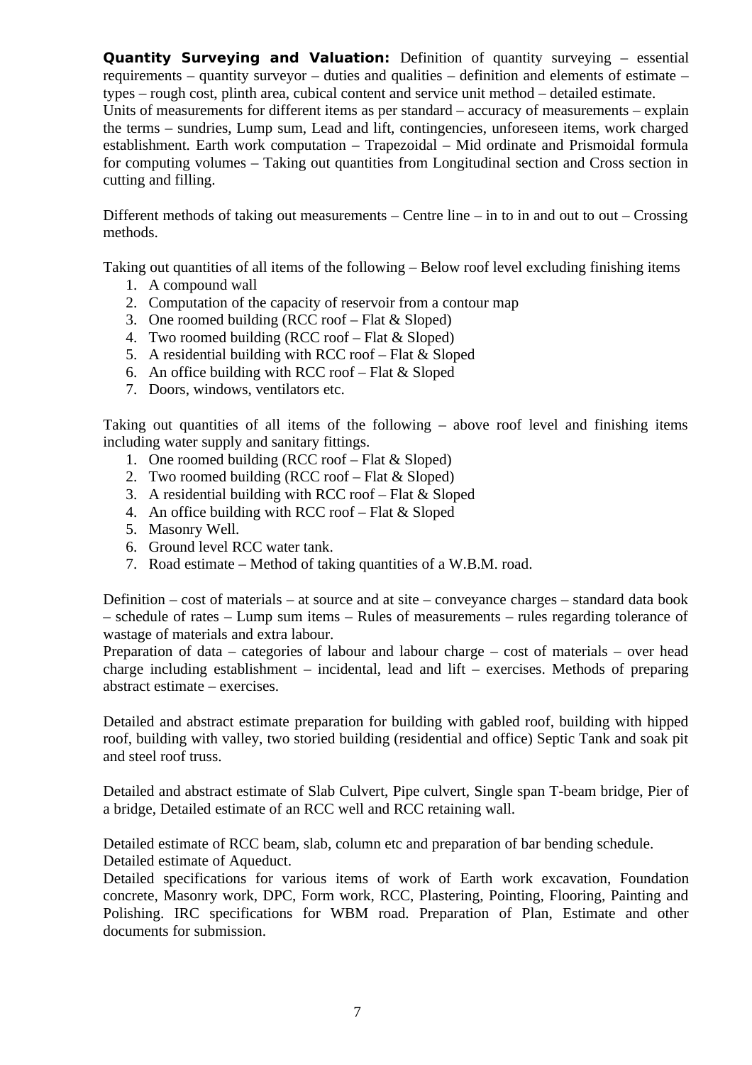**Quantity Surveying and Valuation:** Definition of quantity surveying – essential requirements – quantity surveyor – duties and qualities – definition and elements of estimate – types – rough cost, plinth area, cubical content and service unit method – detailed estimate. Units of measurements for different items as per standard – accuracy of measurements – explain the terms – sundries, Lump sum, Lead and lift, contingencies, unforeseen items, work charged establishment. Earth work computation – Trapezoidal – Mid ordinate and Prismoidal formula for computing volumes – Taking out quantities from Longitudinal section and Cross section in cutting and filling.

Different methods of taking out measurements – Centre line – in to in and out to out – Crossing methods.

Taking out quantities of all items of the following – Below roof level excluding finishing items

1. A compound wall
2. Computation of the capacity of reservoir from a contour map
3. One roomed building (RCC roof – Flat & Sloped)
4. Two roomed building (RCC roof – Flat & Sloped)
5. A residential building with RCC roof – Flat & Sloped
6. An office building with RCC roof – Flat & Sloped
7. Doors, windows, ventilators etc.

Taking out quantities of all items of the following – above roof level and finishing items including water supply and sanitary fittings.

1. One roomed building (RCC roof – Flat & Sloped)
2. Two roomed building (RCC roof – Flat & Sloped)
3. A residential building with RCC roof – Flat & Sloped
4. An office building with RCC roof – Flat & Sloped
5. Masonry Well.
6. Ground level RCC water tank.
7. Road estimate – Method of taking quantities of a W.B.M. road.

Definition – cost of materials – at source and at site – conveyance charges – standard data book – schedule of rates – Lump sum items – Rules of measurements – rules regarding tolerance of wastage of materials and extra labour.
Preparation of data – categories of labour and labour charge – cost of materials – over head charge including establishment – incidental, lead and lift – exercises. Methods of preparing abstract estimate – exercises.

Detailed and abstract estimate preparation for building with gabled roof, building with hipped roof, building with valley, two storied building (residential and office) Septic Tank and soak pit and steel roof truss.

Detailed and abstract estimate of Slab Culvert, Pipe culvert, Single span T-beam bridge, Pier of a bridge, Detailed estimate of an RCC well and RCC retaining wall.

Detailed estimate of RCC beam, slab, column etc and preparation of bar bending schedule.
Detailed estimate of Aqueduct.
Detailed specifications for various items of work of Earth work excavation, Foundation concrete, Masonry work, DPC, Form work, RCC, Plastering, Pointing, Flooring, Painting and Polishing. IRC specifications for WBM road. Preparation of Plan, Estimate and other documents for submission.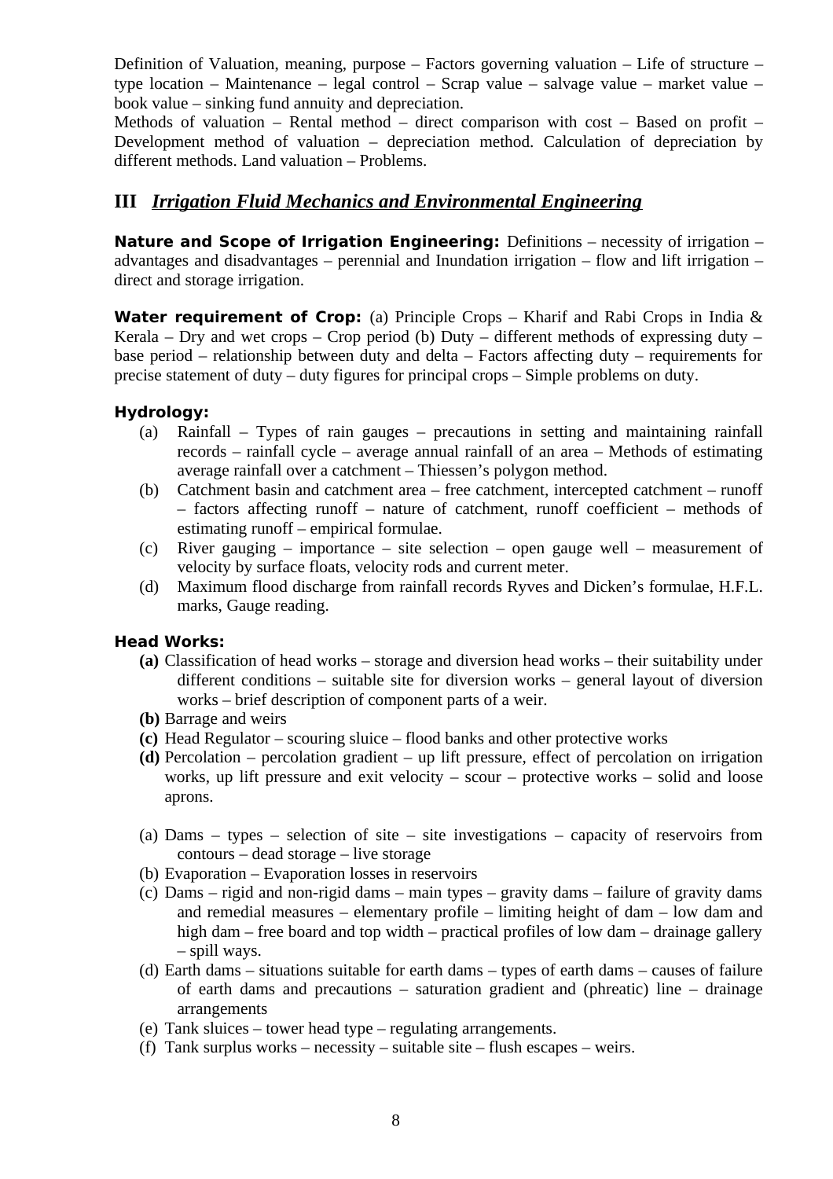Definition of Valuation, meaning, purpose – Factors governing valuation – Life of structure – type location – Maintenance – legal control – Scrap value – salvage value – market value – book value – sinking fund annuity and depreciation.

Methods of valuation – Rental method – direct comparison with cost – Based on profit – Development method of valuation – depreciation method. Calculation of depreciation by different methods. Land valuation – Problems.

## III *Irrigation Fluid Mechanics and Environmental Engineering*

**Nature and Scope of Irrigation Engineering:** Definitions – necessity of irrigation – advantages and disadvantages – perennial and Inundation irrigation – flow and lift irrigation – direct and storage irrigation.

**Water requirement of Crop:** (a) Principle Crops – Kharif and Rabi Crops in India & Kerala – Dry and wet crops – Crop period (b) Duty – different methods of expressing duty – base period – relationship between duty and delta – Factors affecting duty – requirements for precise statement of duty – duty figures for principal crops – Simple problems on duty.

**Hydrology:**

(a) Rainfall – Types of rain gauges – precautions in setting and maintaining rainfall records – rainfall cycle – average annual rainfall of an area – Methods of estimating average rainfall over a catchment – Thiessen's polygon method.

(b) Catchment basin and catchment area – free catchment, intercepted catchment – runoff – factors affecting runoff – nature of catchment, runoff coefficient – methods of estimating runoff – empirical formulae.

(c) River gauging – importance – site selection – open gauge well – measurement of velocity by surface floats, velocity rods and current meter.

(d) Maximum flood discharge from rainfall records Ryves and Dicken's formulae, H.F.L. marks, Gauge reading.

**Head Works:**

**(a)** Classification of head works – storage and diversion head works – their suitability under different conditions – suitable site for diversion works – general layout of diversion works – brief description of component parts of a weir.

**(b)** Barrage and weirs

**(c)** Head Regulator – scouring sluice – flood banks and other protective works

**(d)** Percolation – percolation gradient – up lift pressure, effect of percolation on irrigation works, up lift pressure and exit velocity – scour – protective works – solid and loose aprons.

(a) Dams – types – selection of site – site investigations – capacity of reservoirs from contours – dead storage – live storage

(b) Evaporation – Evaporation losses in reservoirs

(c) Dams – rigid and non-rigid dams – main types – gravity dams – failure of gravity dams and remedial measures – elementary profile – limiting height of dam – low dam and high dam – free board and top width – practical profiles of low dam – drainage gallery – spill ways.

(d) Earth dams – situations suitable for earth dams – types of earth dams – causes of failure of earth dams and precautions – saturation gradient and (phreatic) line – drainage arrangements

(e) Tank sluices – tower head type – regulating arrangements.

(f) Tank surplus works – necessity – suitable site – flush escapes – weirs.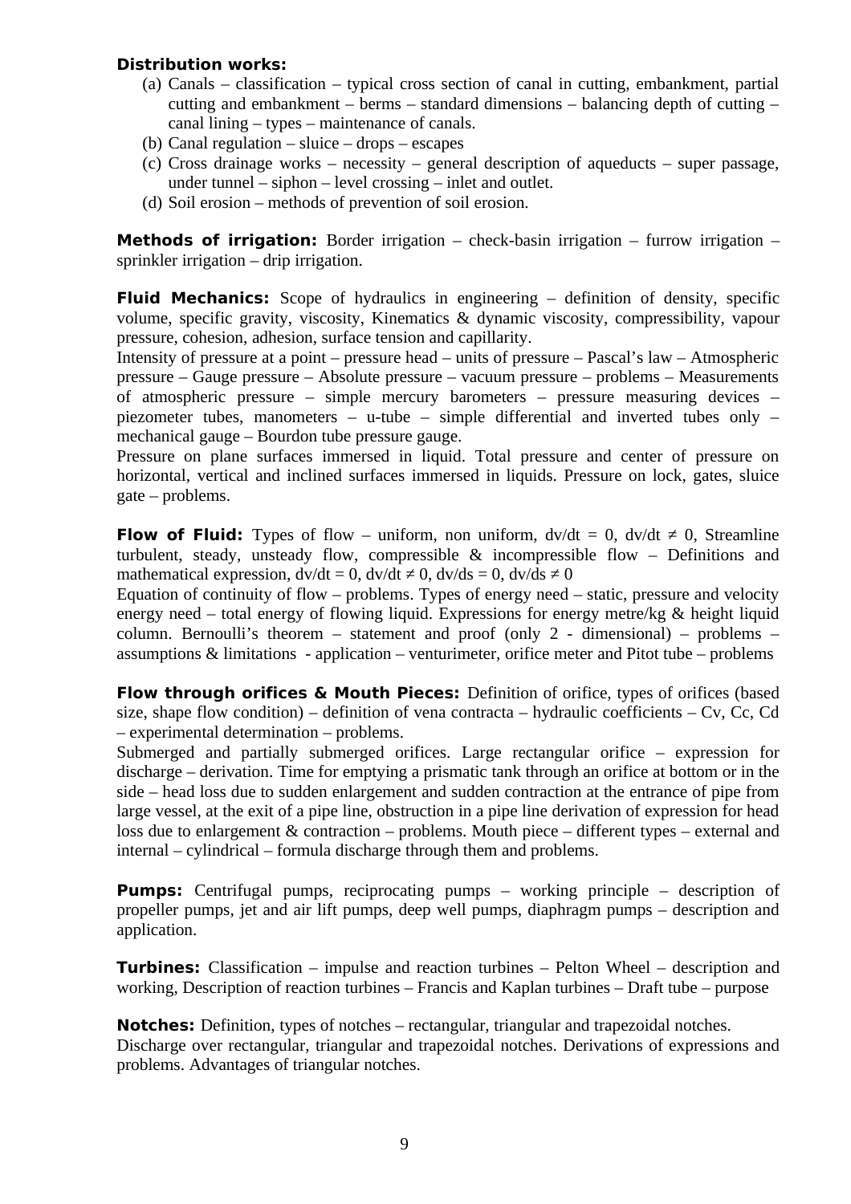**Distribution works:**

(a) Canals – classification – typical cross section of canal in cutting, embankment, partial cutting and embankment – berms – standard dimensions – balancing depth of cutting – canal lining – types – maintenance of canals.

(b) Canal regulation – sluice – drops – escapes

(c) Cross drainage works – necessity – general description of aqueducts – super passage, under tunnel – siphon – level crossing – inlet and outlet.

(d) Soil erosion – methods of prevention of soil erosion.

**Methods of irrigation:** Border irrigation – check-basin irrigation – furrow irrigation – sprinkler irrigation – drip irrigation.

**Fluid Mechanics:** Scope of hydraulics in engineering – definition of density, specific volume, specific gravity, viscosity, Kinematics & dynamic viscosity, compressibility, vapour pressure, cohesion, adhesion, surface tension and capillarity.

Intensity of pressure at a point – pressure head – units of pressure – Pascal's law – Atmospheric pressure – Gauge pressure – Absolute pressure – vacuum pressure – problems – Measurements of atmospheric pressure – simple mercury barometers – pressure measuring devices – piezometer tubes, manometers – u-tube – simple differential and inverted tubes only – mechanical gauge – Bourdon tube pressure gauge.

Pressure on plane surfaces immersed in liquid. Total pressure and center of pressure on horizontal, vertical and inclined surfaces immersed in liquids. Pressure on lock, gates, sluice gate – problems.

**Flow of Fluid:** Types of flow – uniform, non uniform, $dv/dt = 0$, $dv/dt \neq 0$, Streamline turbulent, steady, unsteady flow, compressible & incompressible flow – Definitions and mathematical expression, $dv/dt = 0$, $dv/dt \neq 0$, $dv/ds = 0$, $dv/ds \neq 0$

Equation of continuity of flow – problems. Types of energy need – static, pressure and velocity energy need – total energy of flowing liquid. Expressions for energy metre/kg & height liquid column. Bernoulli's theorem – statement and proof (only 2 - dimensional) – problems – assumptions & limitations - application – venturimeter, orifice meter and Pitot tube – problems

**Flow through orifices & Mouth Pieces:** Definition of orifice, types of orifices (based size, shape flow condition) – definition of vena contracta – hydraulic coefficients – $C_v$, $C_c$, $C_d$ – experimental determination – problems.

Submerged and partially submerged orifices. Large rectangular orifice – expression for discharge – derivation. Time for emptying a prismatic tank through an orifice at bottom or in the side – head loss due to sudden enlargement and sudden contraction at the entrance of pipe from large vessel, at the exit of a pipe line, obstruction in a pipe line derivation of expression for head loss due to enlargement & contraction – problems. Mouth piece – different types – external and internal – cylindrical – formula discharge through them and problems.

**Pumps:** Centrifugal pumps, reciprocating pumps – working principle – description of propeller pumps, jet and air lift pumps, deep well pumps, diaphragm pumps – description and application.

**Turbines:** Classification – impulse and reaction turbines – Pelton Wheel – description and working, Description of reaction turbines – Francis and Kaplan turbines – Draft tube – purpose

**Notches:** Definition, types of notches – rectangular, triangular and trapezoidal notches.

Discharge over rectangular, triangular and trapezoidal notches. Derivations of expressions and problems. Advantages of triangular notches.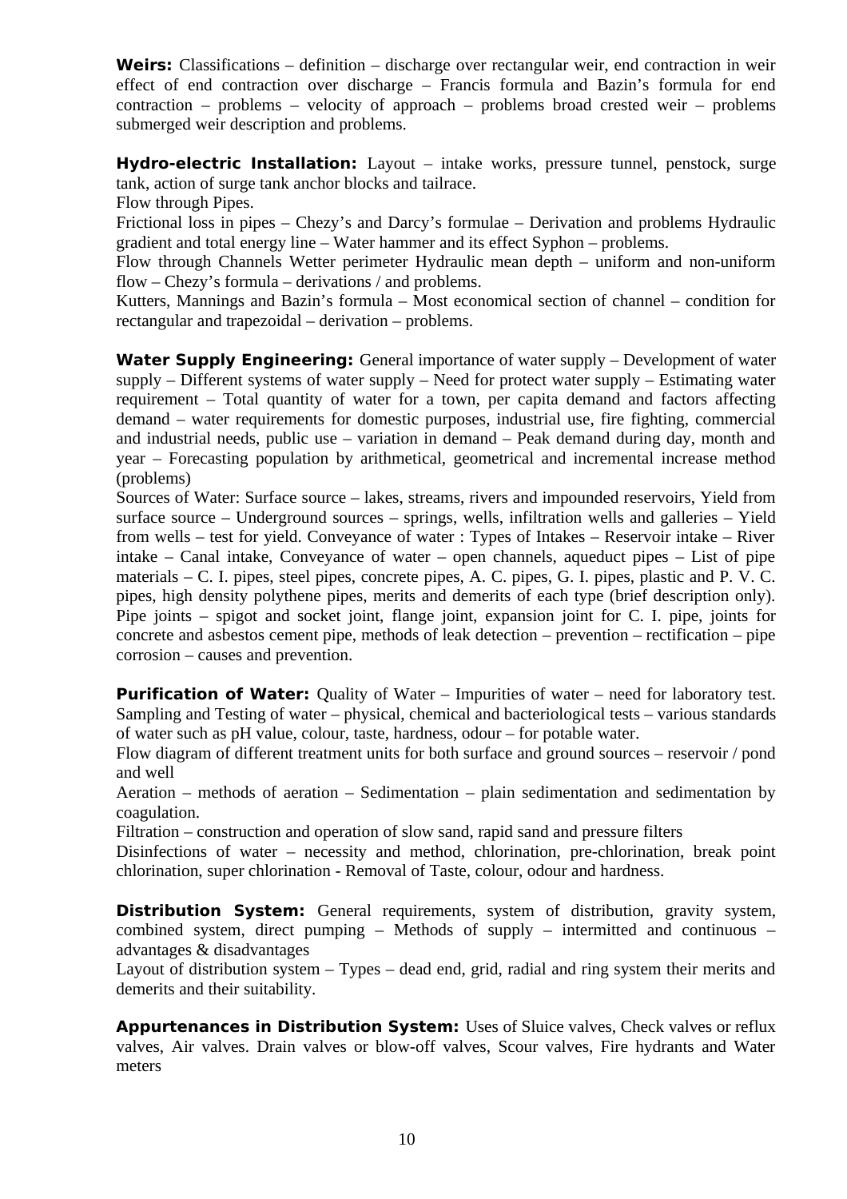**Weirs:** Classifications – definition – discharge over rectangular weir, end contraction in weir effect of end contraction over discharge – Francis formula and Bazin's formula for end contraction – problems – velocity of approach – problems broad crested weir – problems submerged weir description and problems.

**Hydro-electric Installation:** Layout – intake works, pressure tunnel, penstock, surge tank, action of surge tank anchor blocks and tailrace.

Flow through Pipes.

Frictional loss in pipes – Chezy's and Darcy's formulae – Derivation and problems Hydraulic gradient and total energy line – Water hammer and its effect Syphon – problems.

Flow through Channels Wetter perimeter Hydraulic mean depth – uniform and non-uniform flow – Chezy's formula – derivations / and problems.

Kutters, Mannings and Bazin's formula – Most economical section of channel – condition for rectangular and trapezoidal – derivation – problems.

**Water Supply Engineering:** General importance of water supply – Development of water supply – Different systems of water supply – Need for protect water supply – Estimating water requirement – Total quantity of water for a town, per capita demand and factors affecting demand – water requirements for domestic purposes, industrial use, fire fighting, commercial and industrial needs, public use – variation in demand – Peak demand during day, month and year – Forecasting population by arithmetical, geometrical and incremental increase method (problems)

Sources of Water: Surface source – lakes, streams, rivers and impounded reservoirs, Yield from surface source – Underground sources – springs, wells, infiltration wells and galleries – Yield from wells – test for yield. Conveyance of water : Types of Intakes – Reservoir intake – River intake – Canal intake, Conveyance of water – open channels, aqueduct pipes – List of pipe materials – C. I. pipes, steel pipes, concrete pipes, A. C. pipes, G. I. pipes, plastic and P. V. C. pipes, high density polythene pipes, merits and demerits of each type (brief description only). Pipe joints – spigot and socket joint, flange joint, expansion joint for C. I. pipe, joints for concrete and asbestos cement pipe, methods of leak detection – prevention – rectification – pipe corrosion – causes and prevention.

**Purification of Water:** Quality of Water – Impurities of water – need for laboratory test. Sampling and Testing of water – physical, chemical and bacteriological tests – various standards of water such as pH value, colour, taste, hardness, odour – for potable water.

Flow diagram of different treatment units for both surface and ground sources – reservoir / pond and well

Aeration – methods of aeration – Sedimentation – plain sedimentation and sedimentation by coagulation.

Filtration – construction and operation of slow sand, rapid sand and pressure filters

Disinfections of water – necessity and method, chlorination, pre-chlorination, break point chlorination, super chlorination - Removal of Taste, colour, odour and hardness.

**Distribution System:** General requirements, system of distribution, gravity system, combined system, direct pumping – Methods of supply – intermitted and continuous – advantages & disadvantages

Layout of distribution system – Types – dead end, grid, radial and ring system their merits and demerits and their suitability.

**Appurtenances in Distribution System:** Uses of Sluice valves, Check valves or reflux valves, Air valves. Drain valves or blow-off valves, Scour valves, Fire hydrants and Water meters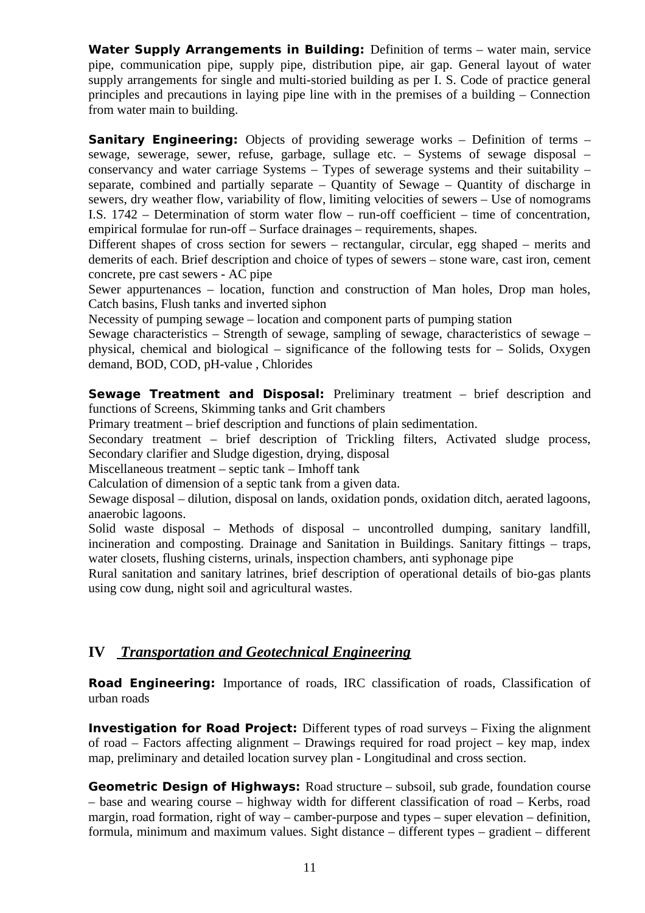**Water Supply Arrangements in Building:** Definition of terms – water main, service pipe, communication pipe, supply pipe, distribution pipe, air gap. General layout of water supply arrangements for single and multi-storied building as per I. S. Code of practice general principles and precautions in laying pipe line with in the premises of a building – Connection from water main to building.

**Sanitary Engineering:** Objects of providing sewerage works – Definition of terms – sewage, sewerage, sewer, refuse, garbage, sullage etc. – Systems of sewage disposal – conservancy and water carriage Systems – Types of sewerage systems and their suitability – separate, combined and partially separate – Quantity of Sewage – Quantity of discharge in sewers, dry weather flow, variability of flow, limiting velocities of sewers – Use of nomograms I.S. 1742 – Determination of storm water flow – run-off coefficient – time of concentration, empirical formulae for run-off – Surface drainages – requirements, shapes.

Different shapes of cross section for sewers – rectangular, circular, egg shaped – merits and demerits of each. Brief description and choice of types of sewers – stone ware, cast iron, cement concrete, pre cast sewers - AC pipe

Sewer appurtenances – location, function and construction of Man holes, Drop man holes, Catch basins, Flush tanks and inverted siphon

Necessity of pumping sewage – location and component parts of pumping station

Sewage characteristics – Strength of sewage, sampling of sewage, characteristics of sewage – physical, chemical and biological – significance of the following tests for – Solids, Oxygen demand, BOD, COD, pH-value , Chlorides

**Sewage Treatment and Disposal:** Preliminary treatment – brief description and functions of Screens, Skimming tanks and Grit chambers

Primary treatment – brief description and functions of plain sedimentation.

Secondary treatment – brief description of Trickling filters, Activated sludge process, Secondary clarifier and Sludge digestion, drying, disposal

Miscellaneous treatment – septic tank – Imhoff tank

Calculation of dimension of a septic tank from a given data.

Sewage disposal – dilution, disposal on lands, oxidation ponds, oxidation ditch, aerated lagoons, anaerobic lagoons.

Solid waste disposal – Methods of disposal – uncontrolled dumping, sanitary landfill, incineration and composting. Drainage and Sanitation in Buildings. Sanitary fittings – traps, water closets, flushing cisterns, urinals, inspection chambers, anti syphonage pipe

Rural sanitation and sanitary latrines, brief description of operational details of bio-gas plants using cow dung, night soil and agricultural wastes.

## IV *Transportation and Geotechnical Engineering*

**Road Engineering:** Importance of roads, IRC classification of roads, Classification of urban roads

**Investigation for Road Project:** Different types of road surveys – Fixing the alignment of road – Factors affecting alignment – Drawings required for road project – key map, index map, preliminary and detailed location survey plan - Longitudinal and cross section.

**Geometric Design of Highways:** Road structure – subsoil, sub grade, foundation course – base and wearing course – highway width for different classification of road – Kerbs, road margin, road formation, right of way – camber-purpose and types – super elevation – definition, formula, minimum and maximum values. Sight distance – different types – gradient – different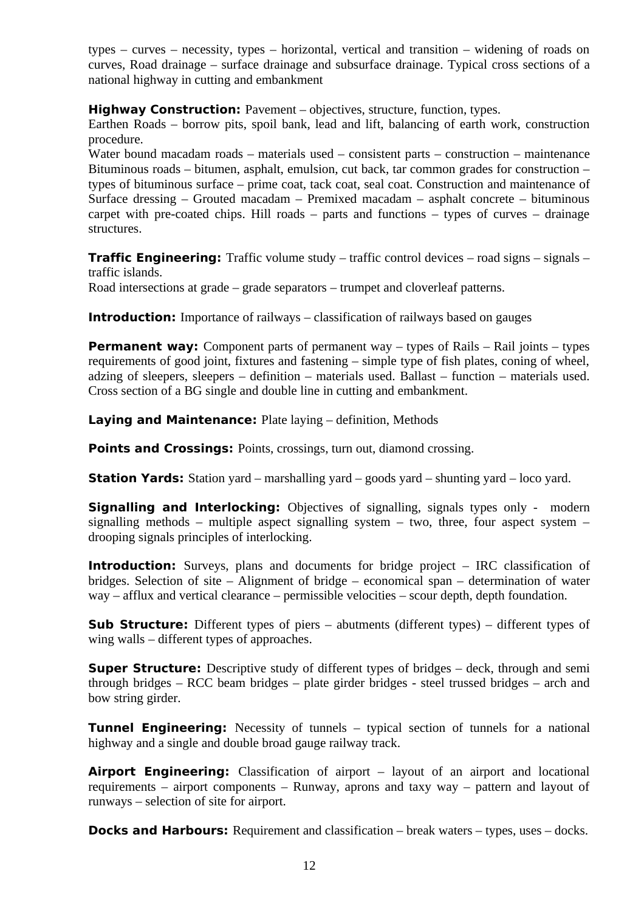types – curves – necessity, types – horizontal, vertical and transition – widening of roads on curves, Road drainage – surface drainage and subsurface drainage. Typical cross sections of a national highway in cutting and embankment

**Highway Construction:** Pavement – objectives, structure, function, types.

Earthen Roads – borrow pits, spoil bank, lead and lift, balancing of earth work, construction procedure.

Water bound macadam roads – materials used – consistent parts – construction – maintenance Bituminous roads – bitumen, asphalt, emulsion, cut back, tar common grades for construction – types of bituminous surface – prime coat, tack coat, seal coat. Construction and maintenance of Surface dressing – Grouted macadam – Premixed macadam – asphalt concrete – bituminous carpet with pre-coated chips. Hill roads – parts and functions – types of curves – drainage structures.

**Traffic Engineering:** Traffic volume study – traffic control devices – road signs – signals – traffic islands.

Road intersections at grade – grade separators – trumpet and cloverleaf patterns.

**Introduction:** Importance of railways – classification of railways based on gauges

**Permanent way:** Component parts of permanent way – types of Rails – Rail joints – types requirements of good joint, fixtures and fastening – simple type of fish plates, coning of wheel, adzing of sleepers, sleepers – definition – materials used. Ballast – function – materials used. Cross section of a BG single and double line in cutting and embankment.

**Laying and Maintenance:** Plate laying – definition, Methods

**Points and Crossings:** Points, crossings, turn out, diamond crossing.

**Station Yards:** Station yard – marshalling yard – goods yard – shunting yard – loco yard.

**Signalling and Interlocking:** Objectives of signalling, signals types only - modern signalling methods – multiple aspect signalling system – two, three, four aspect system – drooping signals principles of interlocking.

**Introduction:** Surveys, plans and documents for bridge project – IRC classification of bridges. Selection of site – Alignment of bridge – economical span – determination of water way – afflux and vertical clearance – permissible velocities – scour depth, depth foundation.

**Sub Structure:** Different types of piers – abutments (different types) – different types of wing walls – different types of approaches.

**Super Structure:** Descriptive study of different types of bridges – deck, through and semi through bridges – RCC beam bridges – plate girder bridges - steel trussed bridges – arch and bow string girder.

**Tunnel Engineering:** Necessity of tunnels – typical section of tunnels for a national highway and a single and double broad gauge railway track.

**Airport Engineering:** Classification of airport – layout of an airport and locational requirements – airport components – Runway, aprons and taxy way – pattern and layout of runways – selection of site for airport.

**Docks and Harbours:** Requirement and classification – break waters – types, uses – docks.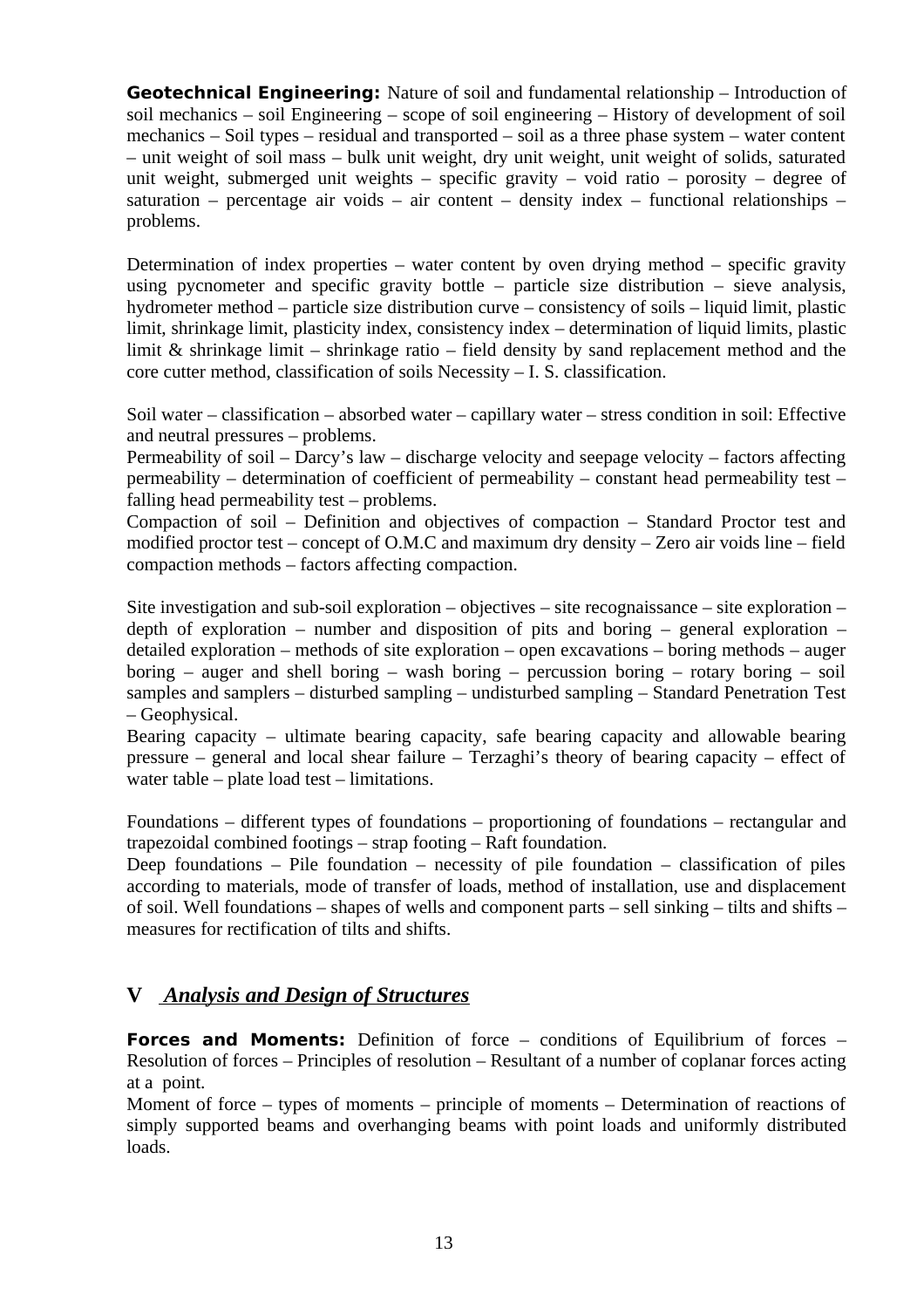**Geotechnical Engineering:** Nature of soil and fundamental relationship – Introduction of soil mechanics – soil Engineering – scope of soil engineering – History of development of soil mechanics – Soil types – residual and transported – soil as a three phase system – water content – unit weight of soil mass – bulk unit weight, dry unit weight, unit weight of solids, saturated unit weight, submerged unit weights – specific gravity – void ratio – porosity – degree of saturation – percentage air voids – air content – density index – functional relationships – problems.

Determination of index properties – water content by oven drying method – specific gravity using pycnometer and specific gravity bottle – particle size distribution – sieve analysis, hydrometer method – particle size distribution curve – consistency of soils – liquid limit, plastic limit, shrinkage limit, plasticity index, consistency index – determination of liquid limits, plastic limit & shrinkage limit – shrinkage ratio – field density by sand replacement method and the core cutter method, classification of soils Necessity – I. S. classification.

Soil water – classification – absorbed water – capillary water – stress condition in soil: Effective and neutral pressures – problems.

Permeability of soil – Darcy's law – discharge velocity and seepage velocity – factors affecting permeability – determination of coefficient of permeability – constant head permeability test – falling head permeability test – problems.

Compaction of soil – Definition and objectives of compaction – Standard Proctor test and modified proctor test – concept of O.M.C and maximum dry density – Zero air voids line – field compaction methods – factors affecting compaction.

Site investigation and sub-soil exploration – objectives – site recognaissance – site exploration – depth of exploration – number and disposition of pits and boring – general exploration – detailed exploration – methods of site exploration – open excavations – boring methods – auger boring – auger and shell boring – wash boring – percussion boring – rotary boring – soil samples and samplers – disturbed sampling – undisturbed sampling – Standard Penetration Test – Geophysical.

Bearing capacity – ultimate bearing capacity, safe bearing capacity and allowable bearing pressure – general and local shear failure – Terzaghi's theory of bearing capacity – effect of water table – plate load test – limitations.

Foundations – different types of foundations – proportioning of foundations – rectangular and trapezoidal combined footings – strap footing – Raft foundation.

Deep foundations – Pile foundation – necessity of pile foundation – classification of piles according to materials, mode of transfer of loads, method of installation, use and displacement of soil. Well foundations – shapes of wells and component parts – sell sinking – tilts and shifts – measures for rectification of tilts and shifts.

## V *Analysis and Design of Structures*

**Forces and Moments:** Definition of force – conditions of Equilibrium of forces – Resolution of forces – Principles of resolution – Resultant of a number of coplanar forces acting at a point.

Moment of force – types of moments – principle of moments – Determination of reactions of simply supported beams and overhanging beams with point loads and uniformly distributed loads.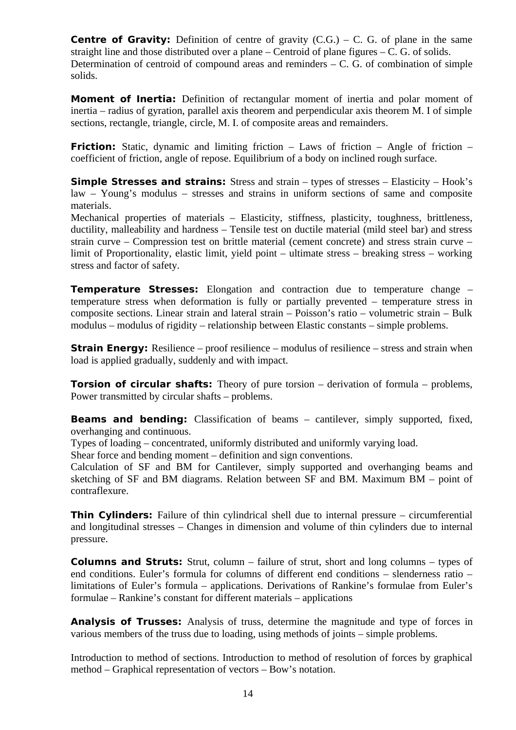**Centre of Gravity:** Definition of centre of gravity (C.G.) – C. G. of plane in the same straight line and those distributed over a plane – Centroid of plane figures – C. G. of solids. Determination of centroid of compound areas and reminders – C. G. of combination of simple solids.

**Moment of Inertia:** Definition of rectangular moment of inertia and polar moment of inertia – radius of gyration, parallel axis theorem and perpendicular axis theorem M. I of simple sections, rectangle, triangle, circle, M. I. of composite areas and remainders.

**Friction:** Static, dynamic and limiting friction – Laws of friction – Angle of friction – coefficient of friction, angle of repose. Equilibrium of a body on inclined rough surface.

**Simple Stresses and strains:** Stress and strain – types of stresses – Elasticity – Hook's law – Young's modulus – stresses and strains in uniform sections of same and composite materials.
Mechanical properties of materials – Elasticity, stiffness, plasticity, toughness, brittleness, ductility, malleability and hardness – Tensile test on ductile material (mild steel bar) and stress strain curve – Compression test on brittle material (cement concrete) and stress strain curve – limit of Proportionality, elastic limit, yield point – ultimate stress – breaking stress – working stress and factor of safety.

**Temperature Stresses:** Elongation and contraction due to temperature change – temperature stress when deformation is fully or partially prevented – temperature stress in composite sections. Linear strain and lateral strain – Poisson's ratio – volumetric strain – Bulk modulus – modulus of rigidity – relationship between Elastic constants – simple problems.

**Strain Energy:** Resilience – proof resilience – modulus of resilience – stress and strain when load is applied gradually, suddenly and with impact.

**Torsion of circular shafts:** Theory of pure torsion – derivation of formula – problems, Power transmitted by circular shafts – problems.

**Beams and bending:** Classification of beams – cantilever, simply supported, fixed, overhanging and continuous.
Types of loading – concentrated, uniformly distributed and uniformly varying load.
Shear force and bending moment – definition and sign conventions.
Calculation of SF and BM for Cantilever, simply supported and overhanging beams and sketching of SF and BM diagrams. Relation between SF and BM. Maximum BM – point of contraflexure.

**Thin Cylinders:** Failure of thin cylindrical shell due to internal pressure – circumferential and longitudinal stresses – Changes in dimension and volume of thin cylinders due to internal pressure.

**Columns and Struts:** Strut, column – failure of strut, short and long columns – types of end conditions. Euler's formula for columns of different end conditions – slenderness ratio – limitations of Euler's formula – applications. Derivations of Rankine's formulae from Euler's formulae – Rankine's constant for different materials – applications

**Analysis of Trusses:** Analysis of truss, determine the magnitude and type of forces in various members of the truss due to loading, using methods of joints – simple problems.

Introduction to method of sections. Introduction to method of resolution of forces by graphical method – Graphical representation of vectors – Bow's notation.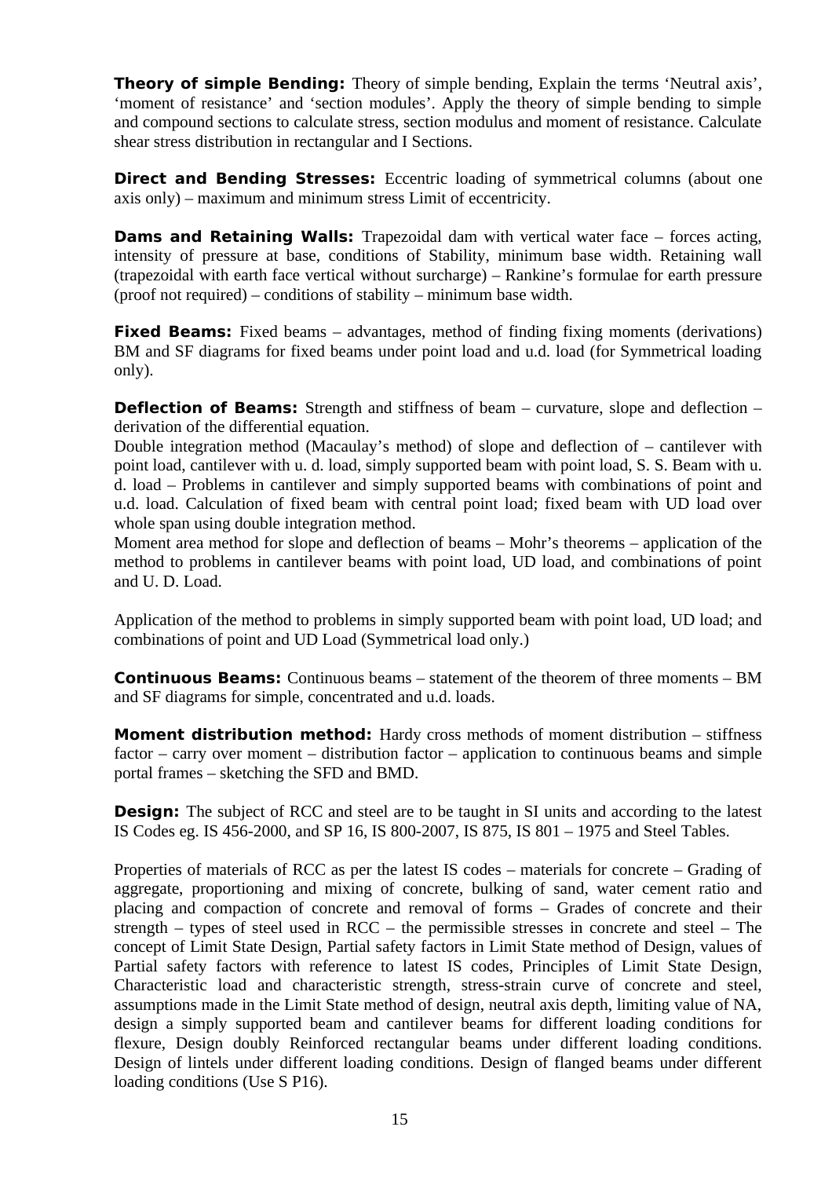**Theory of simple Bending:** Theory of simple bending, Explain the terms 'Neutral axis', 'moment of resistance' and 'section modules'. Apply the theory of simple bending to simple and compound sections to calculate stress, section modulus and moment of resistance. Calculate shear stress distribution in rectangular and I Sections.

**Direct and Bending Stresses:** Eccentric loading of symmetrical columns (about one axis only) – maximum and minimum stress Limit of eccentricity.

**Dams and Retaining Walls:** Trapezoidal dam with vertical water face – forces acting, intensity of pressure at base, conditions of Stability, minimum base width. Retaining wall (trapezoidal with earth face vertical without surcharge) – Rankine's formulae for earth pressure (proof not required) – conditions of stability – minimum base width.

**Fixed Beams:** Fixed beams – advantages, method of finding fixing moments (derivations) BM and SF diagrams for fixed beams under point load and u.d. load (for Symmetrical loading only).

**Deflection of Beams:** Strength and stiffness of beam – curvature, slope and deflection – derivation of the differential equation.

Double integration method (Macaulay's method) of slope and deflection of – cantilever with point load, cantilever with u. d. load, simply supported beam with point load, S. S. Beam with u. d. load – Problems in cantilever and simply supported beams with combinations of point and u.d. load. Calculation of fixed beam with central point load; fixed beam with UD load over whole span using double integration method.

Moment area method for slope and deflection of beams – Mohr's theorems – application of the method to problems in cantilever beams with point load, UD load, and combinations of point and U. D. Load.

Application of the method to problems in simply supported beam with point load, UD load; and combinations of point and UD Load (Symmetrical load only.)

**Continuous Beams:** Continuous beams – statement of the theorem of three moments – BM and SF diagrams for simple, concentrated and u.d. loads.

**Moment distribution method:** Hardy cross methods of moment distribution – stiffness factor – carry over moment – distribution factor – application to continuous beams and simple portal frames – sketching the SFD and BMD.

**Design:** The subject of RCC and steel are to be taught in SI units and according to the latest IS Codes eg. IS 456-2000, and SP 16, IS 800-2007, IS 875, IS 801 – 1975 and Steel Tables.

Properties of materials of RCC as per the latest IS codes – materials for concrete – Grading of aggregate, proportioning and mixing of concrete, bulking of sand, water cement ratio and placing and compaction of concrete and removal of forms – Grades of concrete and their strength – types of steel used in RCC – the permissible stresses in concrete and steel – The concept of Limit State Design, Partial safety factors in Limit State method of Design, values of Partial safety factors with reference to latest IS codes, Principles of Limit State Design, Characteristic load and characteristic strength, stress-strain curve of concrete and steel, assumptions made in the Limit State method of design, neutral axis depth, limiting value of NA, design a simply supported beam and cantilever beams for different loading conditions for flexure, Design doubly Reinforced rectangular beams under different loading conditions. Design of lintels under different loading conditions. Design of flanged beams under different loading conditions (Use S P16).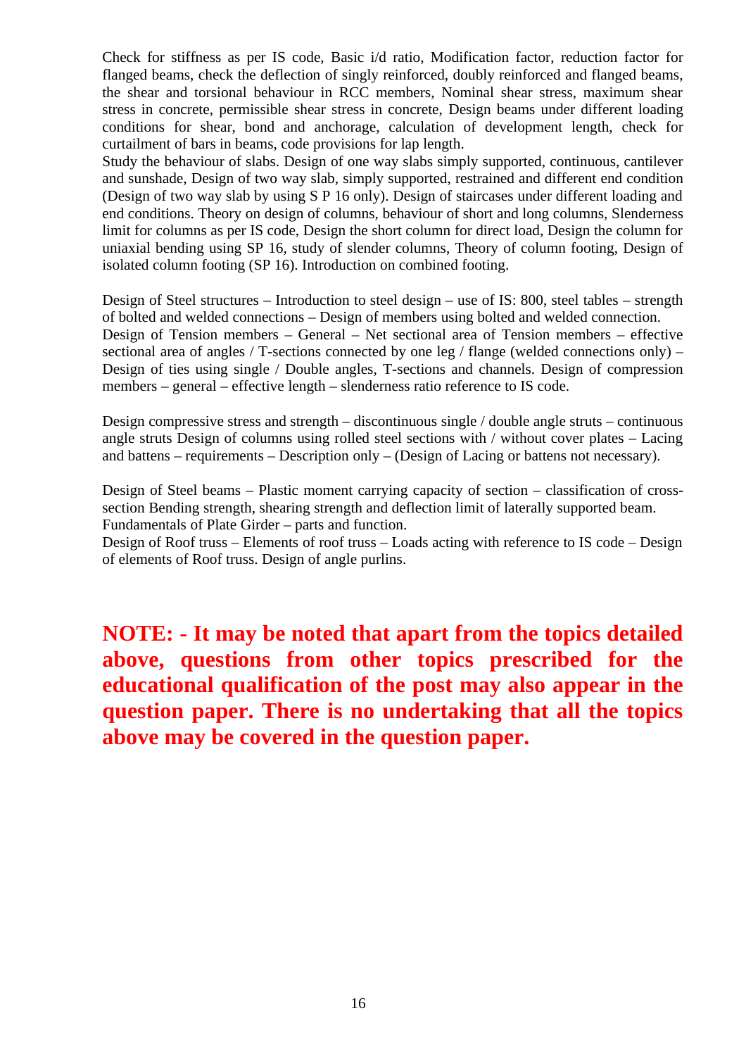Check for stiffness as per IS code, Basic i/d ratio, Modification factor, reduction factor for flanged beams, check the deflection of singly reinforced, doubly reinforced and flanged beams, the shear and torsional behaviour in RCC members, Nominal shear stress, maximum shear stress in concrete, permissible shear stress in concrete, Design beams under different loading conditions for shear, bond and anchorage, calculation of development length, check for curtailment of bars in beams, code provisions for lap length.
Study the behaviour of slabs. Design of one way slabs simply supported, continuous, cantilever and sunshade, Design of two way slab, simply supported, restrained and different end condition (Design of two way slab by using S P 16 only). Design of staircases under different loading and end conditions. Theory on design of columns, behaviour of short and long columns, Slenderness limit for columns as per IS code, Design the short column for direct load, Design the column for uniaxial bending using SP 16, study of slender columns, Theory of column footing, Design of isolated column footing (SP 16). Introduction on combined footing.

Design of Steel structures – Introduction to steel design – use of IS: 800, steel tables – strength of bolted and welded connections – Design of members using bolted and welded connection.
Design of Tension members – General – Net sectional area of Tension members – effective sectional area of angles / T-sections connected by one leg / flange (welded connections only) – Design of ties using single / Double angles, T-sections and channels. Design of compression members – general – effective length – slenderness ratio reference to IS code.

Design compressive stress and strength – discontinuous single / double angle struts – continuous angle struts Design of columns using rolled steel sections with / without cover plates – Lacing and battens – requirements – Description only – (Design of Lacing or battens not necessary).

Design of Steel beams – Plastic moment carrying capacity of section – classification of cross-section Bending strength, shearing strength and deflection limit of laterally supported beam.
Fundamentals of Plate Girder – parts and function.
Design of Roof truss – Elements of roof truss – Loads acting with reference to IS code – Design of elements of Roof truss. Design of angle purlins.

**NOTE: - It may be noted that apart from the topics detailed above, questions from other topics prescribed for the educational qualification of the post may also appear in the question paper. There is no undertaking that all the topics above may be covered in the question paper.**